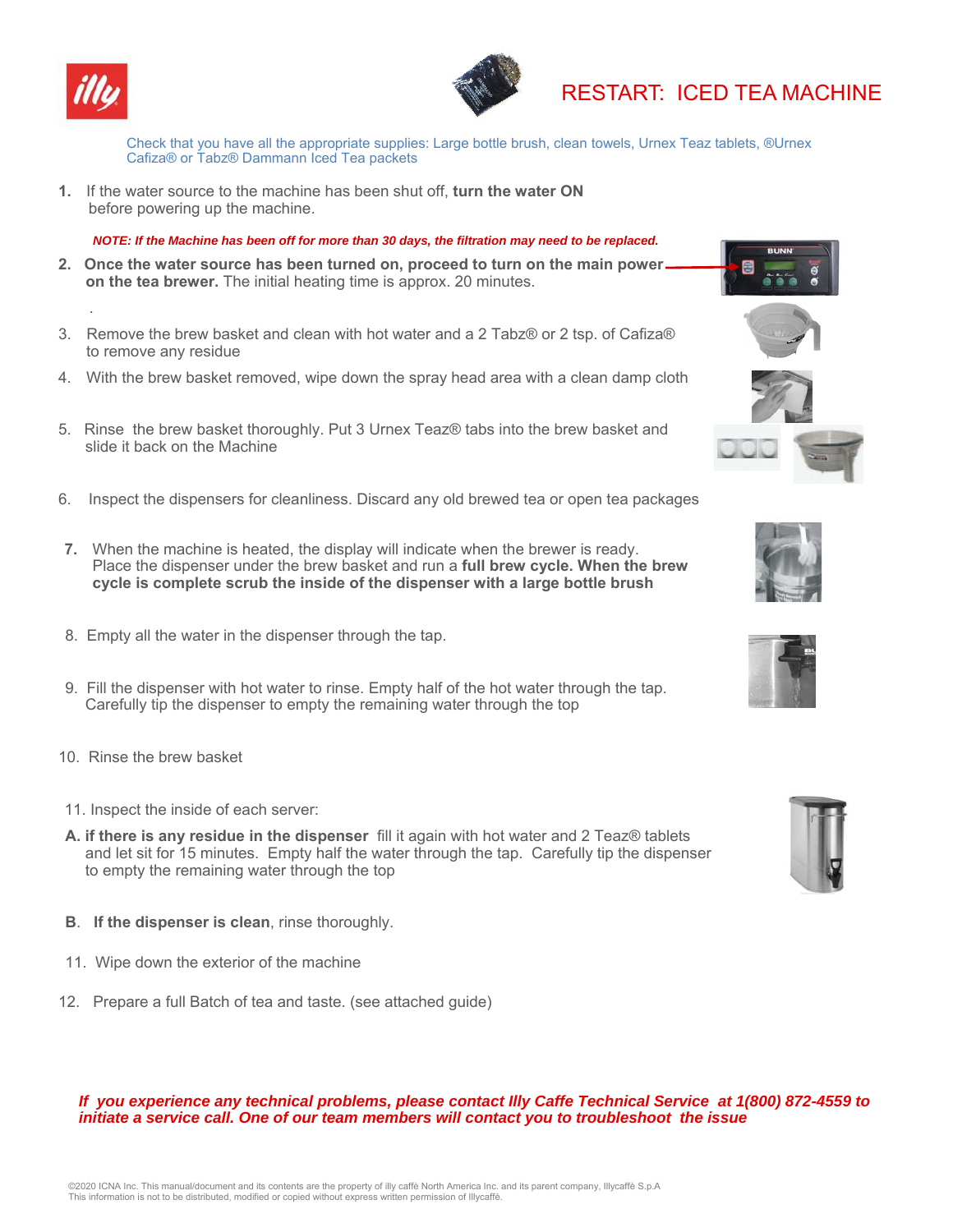# RESTART: ICED TEA MACHINE

Check that you have all the appropriate supplies: Large bottle brush, clean towels, Urnex Teaz tablets, ®Urnex Cafiza® or Tabz® Dammann Iced Tea packets

1. If the water source to the machine has been shut off, **turn the water ON** before powering up the machine.

***NOTE: If the Machine has been off for more than 30 days, the filtration may need to be replaced.***

2. **Once the water source has been turned on, proceed to turn on the main power on the tea brewer.** The initial heating time is approx. 20 minutes.

3. Remove the brew basket and clean with hot water and a 2 Tabz® or 2 tsp. of Cafiza® to remove any residue

4. With the brew basket removed, wipe down the spray head area with a clean damp cloth

5. Rinse the brew basket thoroughly. Put 3 Urnex Teaz® tabs into the brew basket and slide it back on the Machine

6. Inspect the dispensers for cleanliness. Discard any old brewed tea or open tea packages

7. When the machine is heated, the display will indicate when the brewer is ready. Place the dispenser under the brew basket and run a **full brew cycle. When the brew cycle is complete scrub the inside of the dispenser with a large bottle brush**

8. Empty all the water in the dispenser through the tap.

9. Fill the dispenser with hot water to rinse. Empty half of the hot water through the tap. Carefully tip the dispenser to empty the remaining water through the top

10. Rinse the brew basket

11. Inspect the inside of each server:

**A. if there is any residue in the dispenser** fill it again with hot water and 2 Teaz® tablets and let sit for 15 minutes. Empty half the water through the tap. Carefully tip the dispenser to empty the remaining water through the top

**B. If the dispenser is clean**, rinse thoroughly.

11. Wipe down the exterior of the machine

12. Prepare a full Batch of tea and taste. (see attached guide)

***If you experience any technical problems, please contact Illy Caffe Technical Service at 1(800) 872-4559 to initiate a service call. One of our team members will contact you to troubleshoot the issue***

©2020 ICNA Inc. This manual/document and its contents are the property of illy caffè North America Inc. and its parent company, Illycaffè S.p.A
This information is not to be distributed, modified or copied without express written permission of Illycaffè.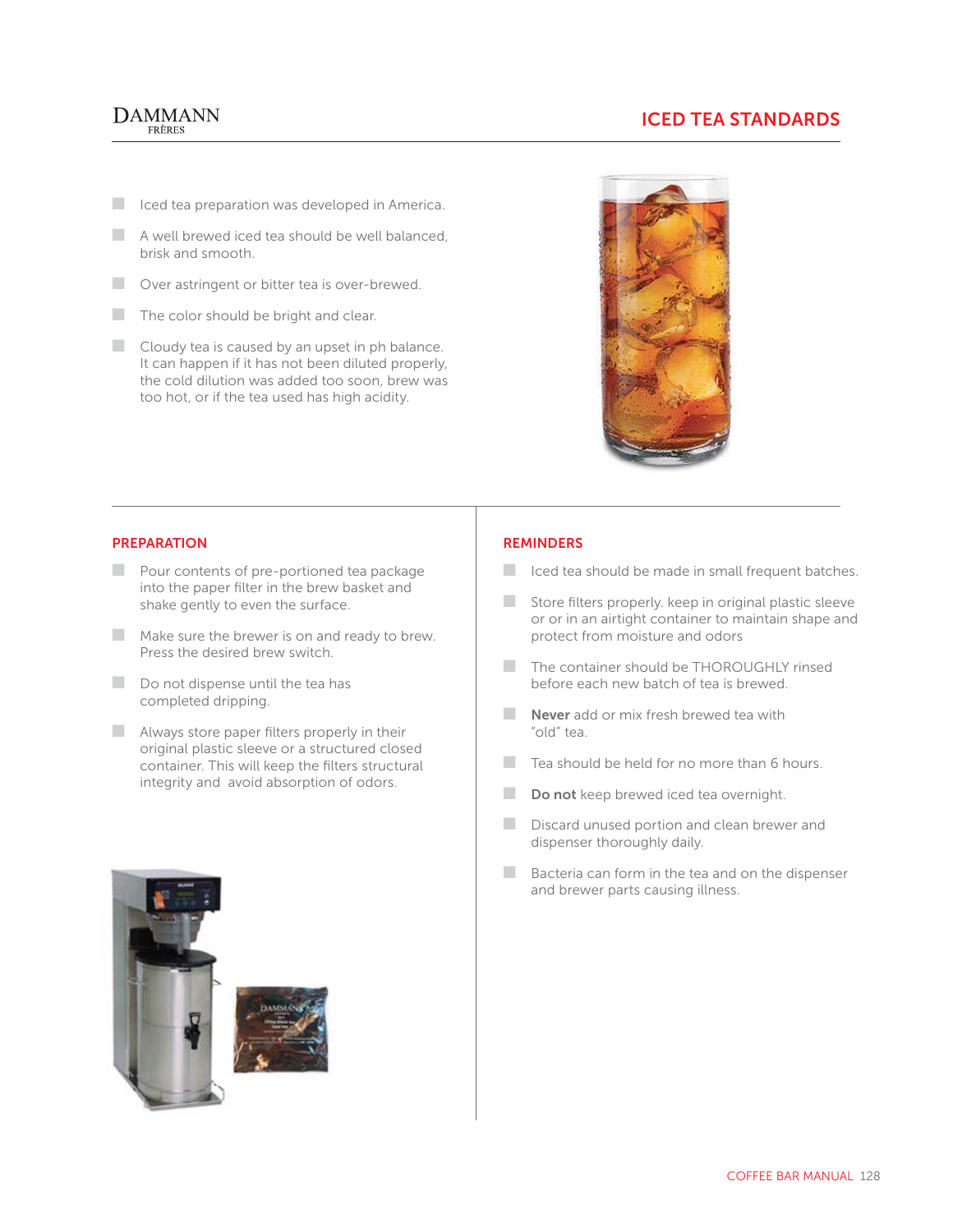# ICED TEA STANDARDS

- Iced tea preparation was developed in America.
- A well brewed iced tea should be well balanced, brisk and smooth.
- Over astringent or bitter tea is over-brewed.
- The color should be bright and clear.
- Cloudy tea is caused by an upset in ph balance. It can happen if it has not been diluted properly, the cold dilution was added too soon, brew was too hot, or if the tea used has high acidity.

## PREPARATION

- Pour contents of pre-portioned tea package into the paper filter in the brew basket and shake gently to even the surface.
- Make sure the brewer is on and ready to brew. Press the desired brew switch.
- Do not dispense until the tea has completed dripping.
- Always store paper filters properly in their original plastic sleeve or a structured closed container. This will keep the filters structural integrity and avoid absorption of odors.

## REMINDERS

- Iced tea should be made in small frequent batches.
- Store filters properly. keep in original plastic sleeve or or in an airtight container to maintain shape and protect from moisture and odors
- The container should be THOROUGHLY rinsed before each new batch of tea is brewed.
- **Never** add or mix fresh brewed tea with "old" tea.
- Tea should be held for no more than 6 hours.
- **Do not** keep brewed iced tea overnight.
- Discard unused portion and clean brewer and dispenser thoroughly daily.
- Bacteria can form in the tea and on the dispenser and brewer parts causing illness.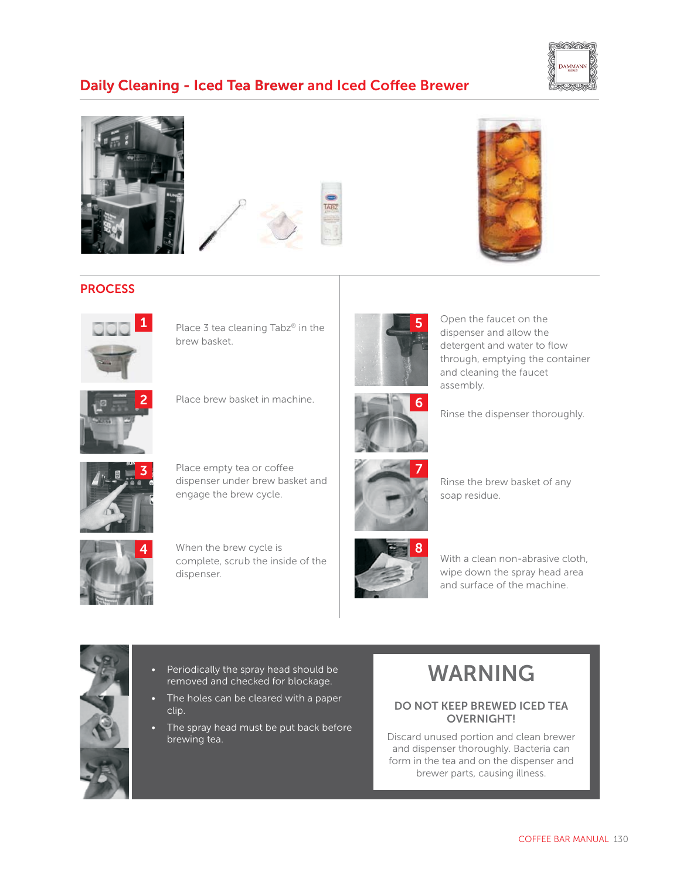## Daily Cleaning - Iced Tea Brewer and Iced Coffee Brewer

### PROCESS

1. Place 3 tea cleaning Tabz® in the brew basket.
2. Place brew basket in machine.
3. Place empty tea or coffee dispenser under brew basket and engage the brew cycle.
4. When the brew cycle is complete, scrub the inside of the dispenser.
5. Open the faucet on the dispenser and allow the detergent and water to flow through, emptying the container and cleaning the faucet assembly.
6. Rinse the dispenser thoroughly.
7. Rinse the brew basket of any soap residue.
8. With a clean non-abrasive cloth, wipe down the spray head area and surface of the machine.

- Periodically the spray head should be removed and checked for blockage.
- The holes can be cleared with a paper clip.
- The spray head must be put back before brewing tea.

## WARNING

**DO NOT KEEP BREWED ICED TEA OVERNIGHT!**

Discard unused portion and clean brewer and dispenser thoroughly. Bacteria can form in the tea and on the dispenser and brewer parts, causing illness.